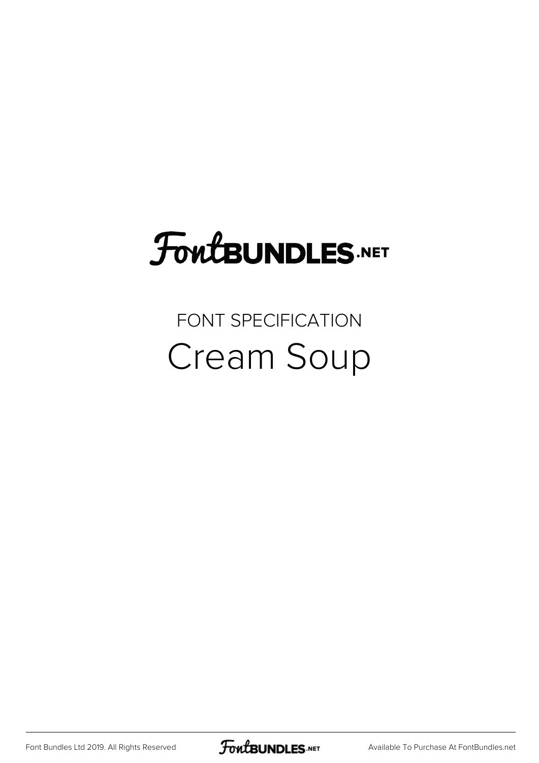FontBUNDLES.NET

FONT SPECIFICATION

# Cream Soup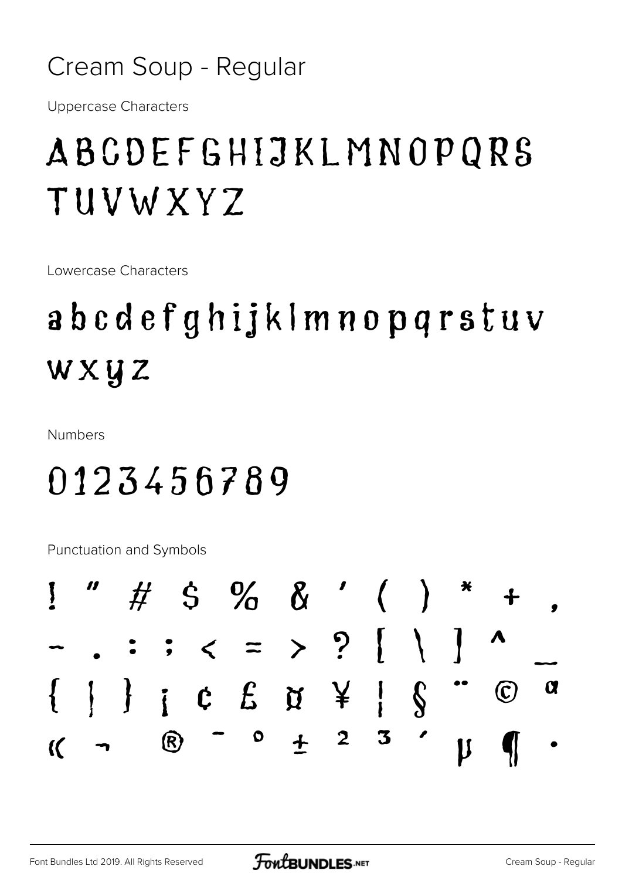# Cream Soup - Regular

Uppercase Characters

ABCDEFGHIJKLMNOPQRS
TUVWXYZ

Lowercase Characters

abcdefghijklmnopqrstuv
wxyz

Numbers

0123456789

Punctuation and Symbols

! " # $ % & ' ( ) * + ,
- . : ; < = > ? [ \ ] ^ _
{ | } ¡ ¢ £ ¤ ¥ ¦ § ¨ © ª
« ¬ ® ¯ ° ± ² ³ ´ µ ¶ ·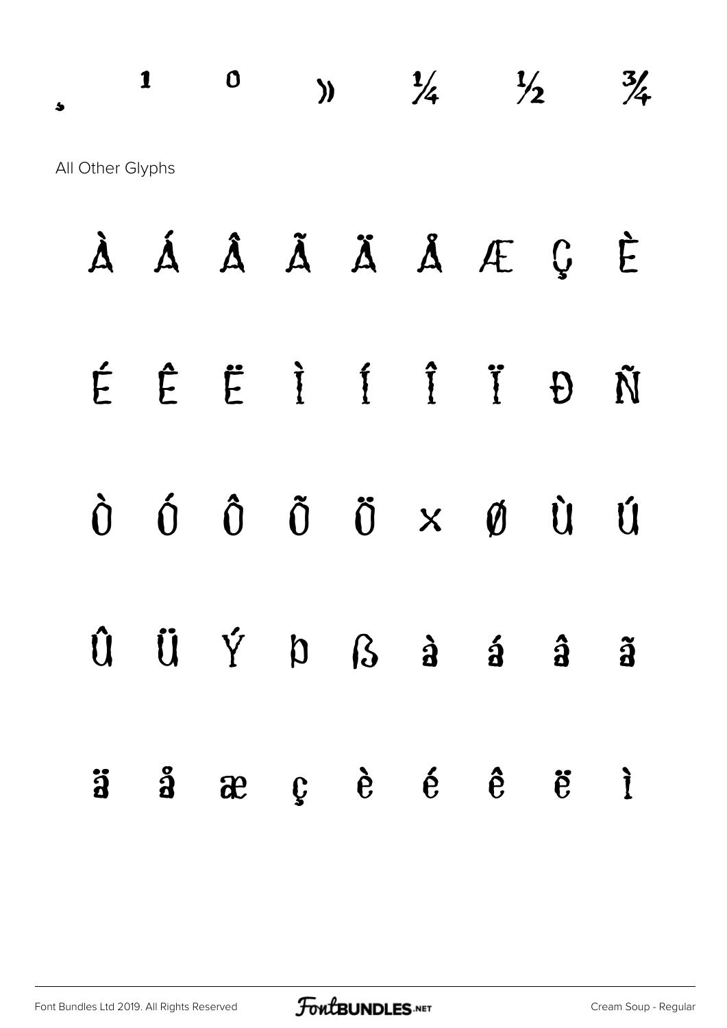¸ ¹ º » ¼ ½ ¾

All Other Glyphs

À Á Â Ã Ä Å Æ Ç È

É Ê Ë Ì Í Î Ï Ð Ñ

Ò Ó Ô Õ Ö × Ø Ù Ú

Û Ü Ý Þ ß à á â ã

ä å æ ç è é ê ë ì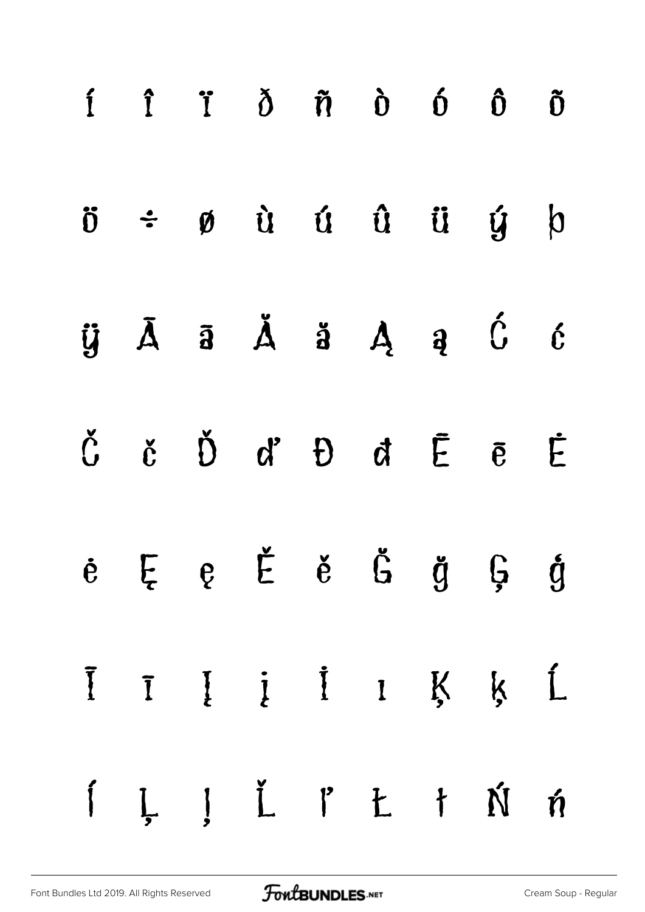í î ï ð ñ ò ó ô õ

ö ÷ ø ù ú û ü ý þ

ÿ Ā ā Ă ă Ą ą Ć ć

Č č Ď ď Đ đ Ē ē Ė

ė Ę ę Ě ě Ğ ğ Ģ ģ

Ī ī Į į İ ı Ķ ķ Ĺ

ĺ Ļ ļ Ľ ľ Ł ł Ń ń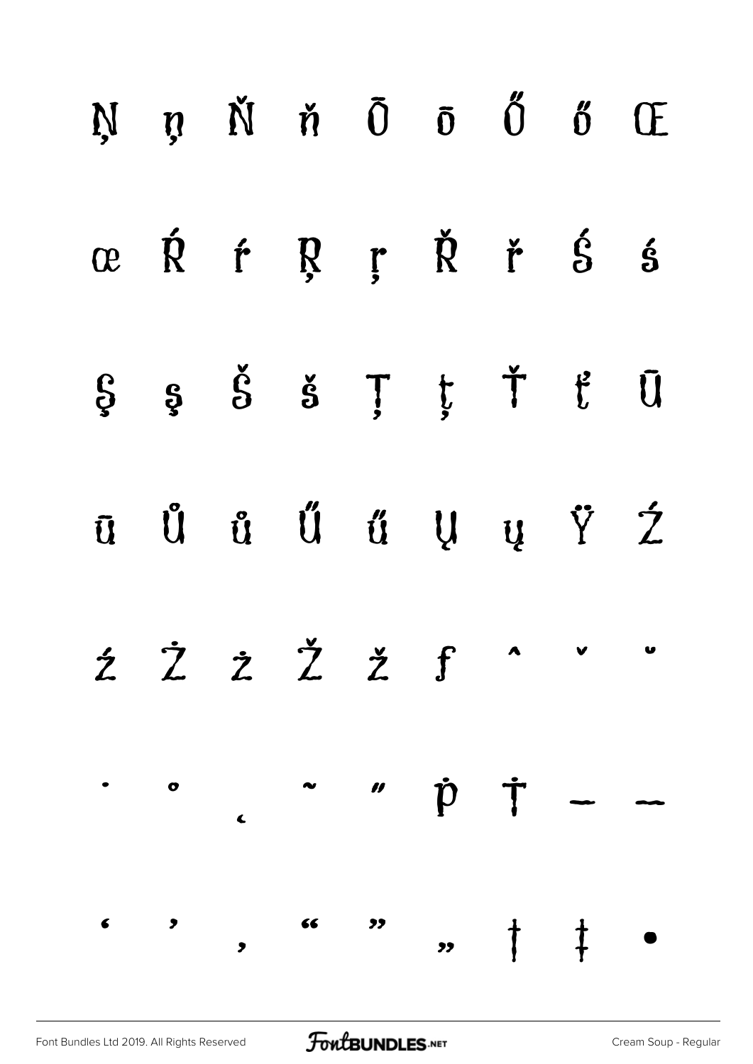Ņ ņ Ň ň Ō ō Ő ő Œ

œ Ŕ ŕ Ŗ ŗ Ř ř Ś ś

Ş ş Š š Ţ ţ Ť ť Ū

ū Ů ů Ű ű Ų ų Ÿ Ź

ź Ż ż Ž ž ƒ ˆ ˇ ˘

˙ ˚ ˛ ˜ ˝ ṗ Ṫ – —

‘ ’ ‚ “ ” „ † ‡ •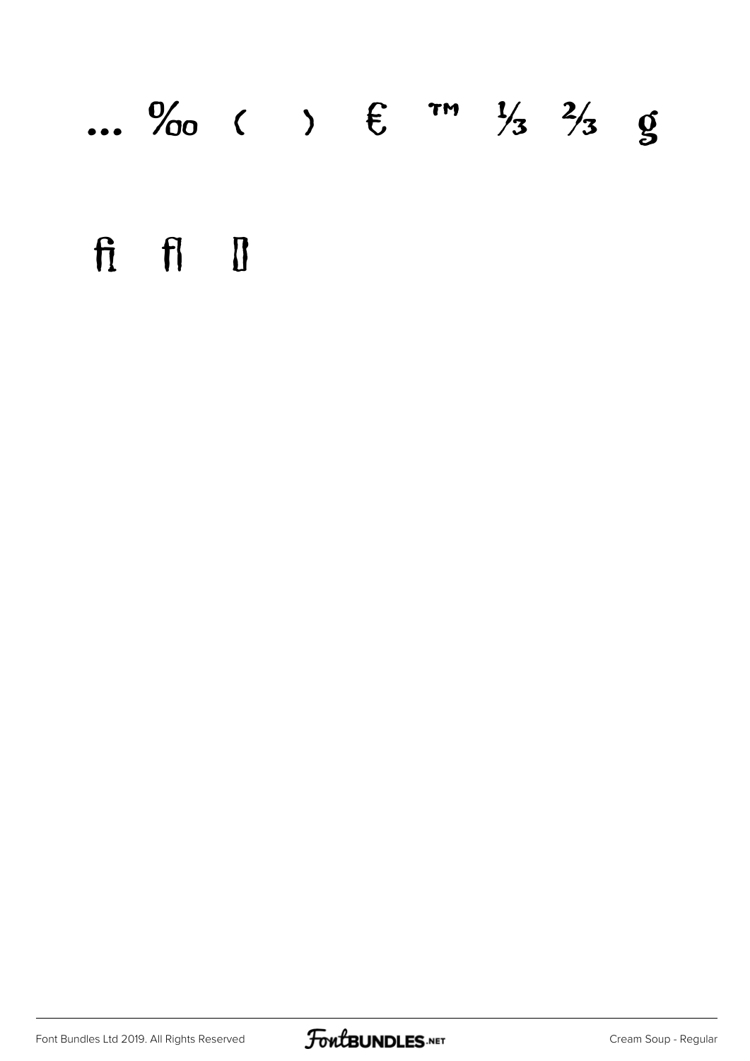… ‰ ( ) € ™ ⅓ ⅔ ĝ

ﬁ ﬂ